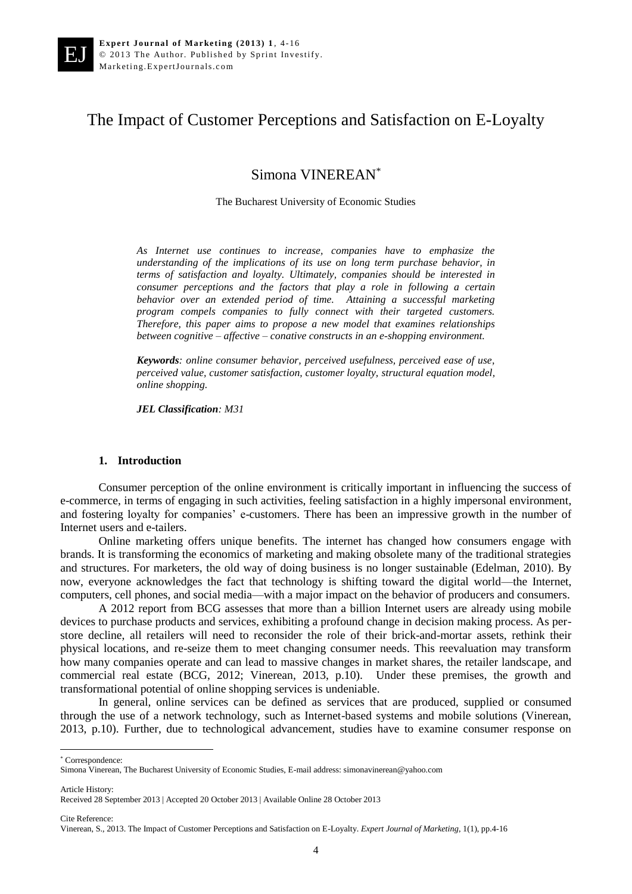# The Impact of Customer Perceptions and Satisfaction on E-Loyalty

Simona VINEREAN*

The Bucharest University of Economic Studies

*As Internet use continues to increase, companies have to emphasize the understanding of the implications of its use on long term purchase behavior, in terms of satisfaction and loyalty. Ultimately, companies should be interested in consumer perceptions and the factors that play a role in following a certain behavior over an extended period of time. Attaining a successful marketing program compels companies to fully connect with their targeted customers. Therefore, this paper aims to propose a new model that examines relationships between cognitive – affective – conative constructs in an e-shopping environment.*

***Keywords**: online consumer behavior, perceived usefulness, perceived ease of use, perceived value, customer satisfaction, customer loyalty, structural equation model, online shopping.*

***JEL Classification**: M31*

## 1. Introduction

Consumer perception of the online environment is critically important in influencing the success of e-commerce, in terms of engaging in such activities, feeling satisfaction in a highly impersonal environment, and fostering loyalty for companies' e-customers. There has been an impressive growth in the number of Internet users and e-tailers.

Online marketing offers unique benefits. The internet has changed how consumers engage with brands. It is transforming the economics of marketing and making obsolete many of the traditional strategies and structures. For marketers, the old way of doing business is no longer sustainable (Edelman, 2010). By now, everyone acknowledges the fact that technology is shifting toward the digital world—the Internet, computers, cell phones, and social media—with a major impact on the behavior of producers and consumers.

A 2012 report from BCG assesses that more than a billion Internet users are already using mobile devices to purchase products and services, exhibiting a profound change in decision making process. As per-store decline, all retailers will need to reconsider the role of their brick-and-mortar assets, rethink their physical locations, and re-seize them to meet changing consumer needs. This reevaluation may transform how many companies operate and can lead to massive changes in market shares, the retailer landscape, and commercial real estate (BCG, 2012; Vinerean, 2013, p.10). Under these premises, the growth and transformational potential of online shopping services is undeniable.

In general, online services can be defined as services that are produced, supplied or consumed through the use of a network technology, such as Internet-based systems and mobile solutions (Vinerean, 2013, p.10). Further, due to technological advancement, studies have to examine consumer response on

---

* Correspondence:
Simona Vinerean, The Bucharest University of Economic Studies, E-mail address: simonavinerean@yahoo.com

Article History:
Received 28 September 2013 | Accepted 20 October 2013 | Available Online 28 October 2013

Cite Reference:
Vinerean, S., 2013. The Impact of Customer Perceptions and Satisfaction on E-Loyalty. *Expert Journal of Marketing*, 1(1), pp.4-16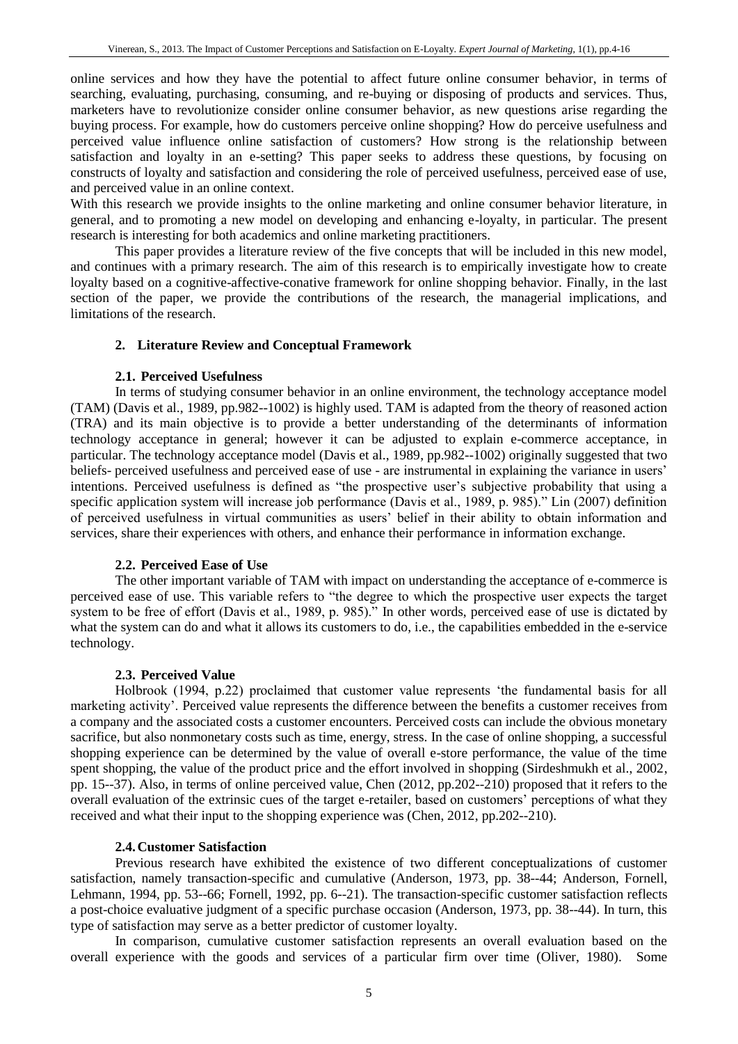online services and how they have the potential to affect future online consumer behavior, in terms of searching, evaluating, purchasing, consuming, and re-buying or disposing of products and services. Thus, marketers have to revolutionize consider online consumer behavior, as new questions arise regarding the buying process. For example, how do customers perceive online shopping? How do perceive usefulness and perceived value influence online satisfaction of customers? How strong is the relationship between satisfaction and loyalty in an e-setting? This paper seeks to address these questions, by focusing on constructs of loyalty and satisfaction and considering the role of perceived usefulness, perceived ease of use, and perceived value in an online context.

With this research we provide insights to the online marketing and online consumer behavior literature, in general, and to promoting a new model on developing and enhancing e-loyalty, in particular. The present research is interesting for both academics and online marketing practitioners.

This paper provides a literature review of the five concepts that will be included in this new model, and continues with a primary research. The aim of this research is to empirically investigate how to create loyalty based on a cognitive-affective-conative framework for online shopping behavior. Finally, in the last section of the paper, we provide the contributions of the research, the managerial implications, and limitations of the research.

## 2. Literature Review and Conceptual Framework

### 2.1. Perceived Usefulness

In terms of studying consumer behavior in an online environment, the technology acceptance model (TAM) (Davis et al., 1989, pp.982--1002) is highly used. TAM is adapted from the theory of reasoned action (TRA) and its main objective is to provide a better understanding of the determinants of information technology acceptance in general; however it can be adjusted to explain e-commerce acceptance, in particular. The technology acceptance model (Davis et al., 1989, pp.982--1002) originally suggested that two beliefs- perceived usefulness and perceived ease of use - are instrumental in explaining the variance in users' intentions. Perceived usefulness is defined as "the prospective user's subjective probability that using a specific application system will increase job performance (Davis et al., 1989, p. 985)." Lin (2007) definition of perceived usefulness in virtual communities as users' belief in their ability to obtain information and services, share their experiences with others, and enhance their performance in information exchange.

### 2.2. Perceived Ease of Use

The other important variable of TAM with impact on understanding the acceptance of e-commerce is perceived ease of use. This variable refers to "the degree to which the prospective user expects the target system to be free of effort (Davis et al., 1989, p. 985)." In other words, perceived ease of use is dictated by what the system can do and what it allows its customers to do, i.e., the capabilities embedded in the e-service technology.

### 2.3. Perceived Value

Holbrook (1994, p.22) proclaimed that customer value represents 'the fundamental basis for all marketing activity'. Perceived value represents the difference between the benefits a customer receives from a company and the associated costs a customer encounters. Perceived costs can include the obvious monetary sacrifice, but also nonmonetary costs such as time, energy, stress. In the case of online shopping, a successful shopping experience can be determined by the value of overall e-store performance, the value of the time spent shopping, the value of the product price and the effort involved in shopping (Sirdeshmukh et al., 2002, pp. 15--37). Also, in terms of online perceived value, Chen (2012, pp.202--210) proposed that it refers to the overall evaluation of the extrinsic cues of the target e-retailer, based on customers' perceptions of what they received and what their input to the shopping experience was (Chen, 2012, pp.202--210).

### 2.4. Customer Satisfaction

Previous research have exhibited the existence of two different conceptualizations of customer satisfaction, namely transaction-specific and cumulative (Anderson, 1973, pp. 38--44; Anderson, Fornell, Lehmann, 1994, pp. 53--66; Fornell, 1992, pp. 6--21). The transaction-specific customer satisfaction reflects a post-choice evaluative judgment of a specific purchase occasion (Anderson, 1973, pp. 38--44). In turn, this type of satisfaction may serve as a better predictor of customer loyalty.

In comparison, cumulative customer satisfaction represents an overall evaluation based on the overall experience with the goods and services of a particular firm over time (Oliver, 1980). Some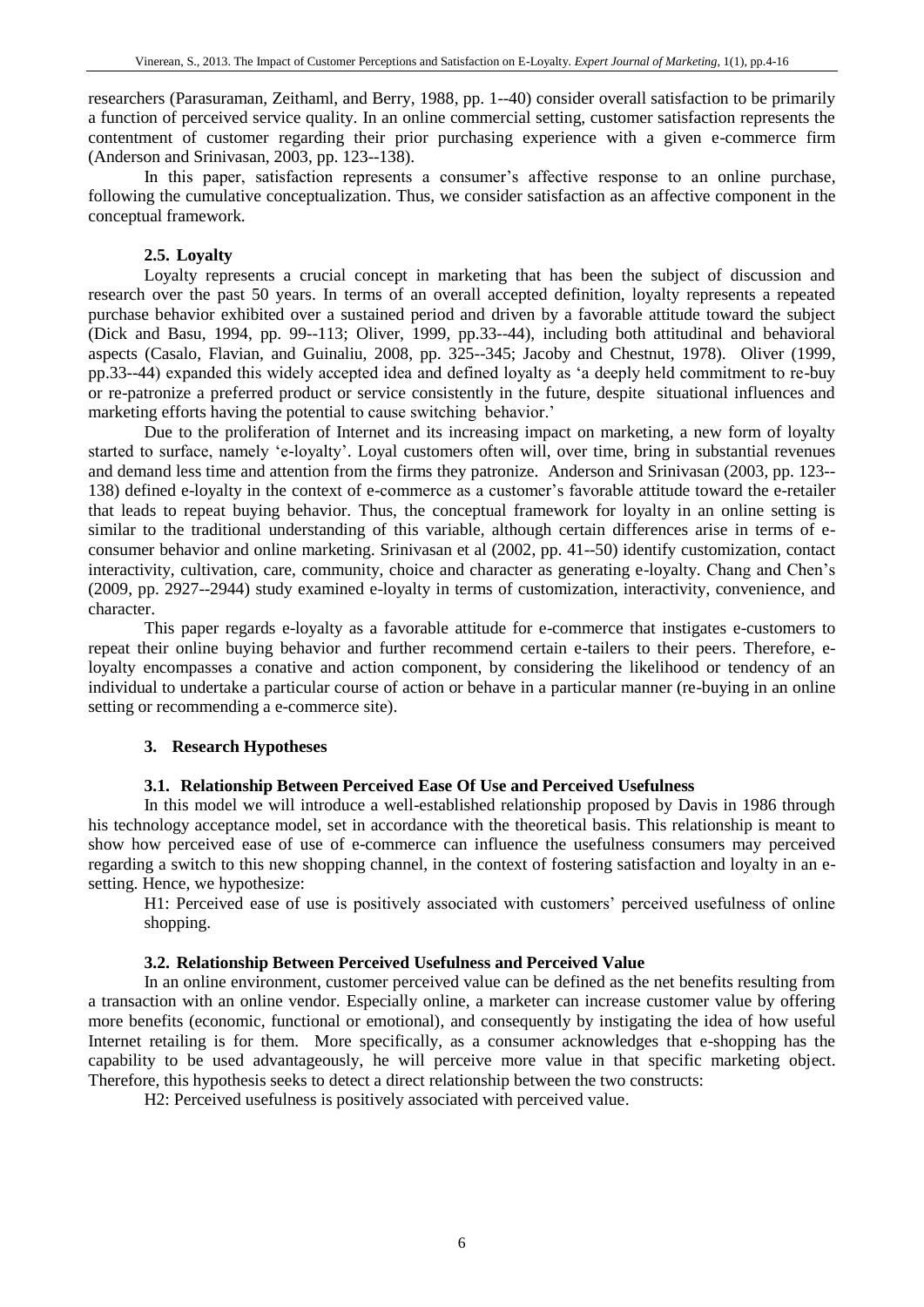researchers (Parasuraman, Zeithaml, and Berry, 1988, pp. 1--40) consider overall satisfaction to be primarily a function of perceived service quality. In an online commercial setting, customer satisfaction represents the contentment of customer regarding their prior purchasing experience with a given e-commerce firm (Anderson and Srinivasan, 2003, pp. 123--138).

In this paper, satisfaction represents a consumer's affective response to an online purchase, following the cumulative conceptualization. Thus, we consider satisfaction as an affective component in the conceptual framework.

### 2.5. Loyalty

Loyalty represents a crucial concept in marketing that has been the subject of discussion and research over the past 50 years. In terms of an overall accepted definition, loyalty represents a repeated purchase behavior exhibited over a sustained period and driven by a favorable attitude toward the subject (Dick and Basu, 1994, pp. 99--113; Oliver, 1999, pp.33--44), including both attitudinal and behavioral aspects (Casalo, Flavian, and Guinaliu, 2008, pp. 325--345; Jacoby and Chestnut, 1978). Oliver (1999, pp.33--44) expanded this widely accepted idea and defined loyalty as 'a deeply held commitment to re-buy or re-patronize a preferred product or service consistently in the future, despite situational influences and marketing efforts having the potential to cause switching behavior.'

Due to the proliferation of Internet and its increasing impact on marketing, a new form of loyalty started to surface, namely 'e-loyalty'. Loyal customers often will, over time, bring in substantial revenues and demand less time and attention from the firms they patronize. Anderson and Srinivasan (2003, pp. 123--138) defined e-loyalty in the context of e-commerce as a customer's favorable attitude toward the e-retailer that leads to repeat buying behavior. Thus, the conceptual framework for loyalty in an online setting is similar to the traditional understanding of this variable, although certain differences arise in terms of e-consumer behavior and online marketing. Srinivasan et al (2002, pp. 41--50) identify customization, contact interactivity, cultivation, care, community, choice and character as generating e-loyalty. Chang and Chen's (2009, pp. 2927--2944) study examined e-loyalty in terms of customization, interactivity, convenience, and character.

This paper regards e-loyalty as a favorable attitude for e-commerce that instigates e-customers to repeat their online buying behavior and further recommend certain e-tailers to their peers. Therefore, e-loyalty encompasses a conative and action component, by considering the likelihood or tendency of an individual to undertake a particular course of action or behave in a particular manner (re-buying in an online setting or recommending a e-commerce site).

## 3. Research Hypotheses

### 3.1. Relationship Between Perceived Ease Of Use and Perceived Usefulness

In this model we will introduce a well-established relationship proposed by Davis in 1986 through his technology acceptance model, set in accordance with the theoretical basis. This relationship is meant to show how perceived ease of use of e-commerce can influence the usefulness consumers may perceived regarding a switch to this new shopping channel, in the context of fostering satisfaction and loyalty in an e-setting. Hence, we hypothesize:

H1: Perceived ease of use is positively associated with customers' perceived usefulness of online shopping.

### 3.2. Relationship Between Perceived Usefulness and Perceived Value

In an online environment, customer perceived value can be defined as the net benefits resulting from a transaction with an online vendor. Especially online, a marketer can increase customer value by offering more benefits (economic, functional or emotional), and consequently by instigating the idea of how useful Internet retailing is for them. More specifically, as a consumer acknowledges that e-shopping has the capability to be used advantageously, he will perceive more value in that specific marketing object. Therefore, this hypothesis seeks to detect a direct relationship between the two constructs:

H2: Perceived usefulness is positively associated with perceived value.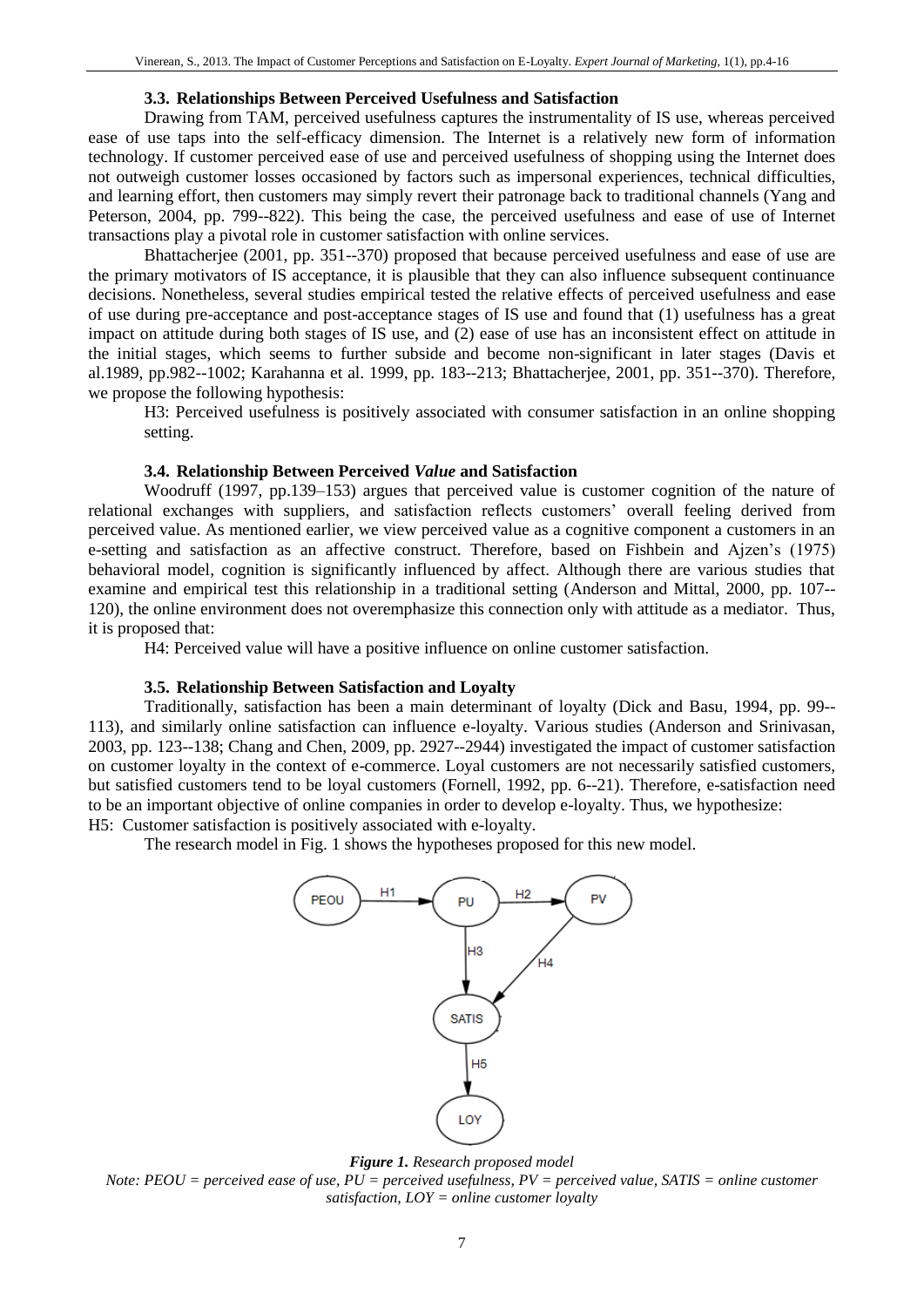### 3.3. Relationships Between Perceived Usefulness and Satisfaction

Drawing from TAM, perceived usefulness captures the instrumentality of IS use, whereas perceived ease of use taps into the self-efficacy dimension. The Internet is a relatively new form of information technology. If customer perceived ease of use and perceived usefulness of shopping using the Internet does not outweigh customer losses occasioned by factors such as impersonal experiences, technical difficulties, and learning effort, then customers may simply revert their patronage back to traditional channels (Yang and Peterson, 2004, pp. 799--822). This being the case, the perceived usefulness and ease of use of Internet transactions play a pivotal role in customer satisfaction with online services.

Bhattacherjee (2001, pp. 351--370) proposed that because perceived usefulness and ease of use are the primary motivators of IS acceptance, it is plausible that they can also influence subsequent continuance decisions. Nonetheless, several studies empirical tested the relative effects of perceived usefulness and ease of use during pre-acceptance and post-acceptance stages of IS use and found that (1) usefulness has a great impact on attitude during both stages of IS use, and (2) ease of use has an inconsistent effect on attitude in the initial stages, which seems to further subside and become non-significant in later stages (Davis et al.1989, pp.982--1002; Karahanna et al. 1999, pp. 183--213; Bhattacherjee, 2001, pp. 351--370). Therefore, we propose the following hypothesis:

H3: Perceived usefulness is positively associated with consumer satisfaction in an online shopping setting.

### 3.4. Relationship Between Perceived *Value* and Satisfaction

Woodruff (1997, pp.139–153) argues that perceived value is customer cognition of the nature of relational exchanges with suppliers, and satisfaction reflects customers' overall feeling derived from perceived value. As mentioned earlier, we view perceived value as a cognitive component a customers in an e-setting and satisfaction as an affective construct. Therefore, based on Fishbein and Ajzen's (1975) behavioral model, cognition is significantly influenced by affect. Although there are various studies that examine and empirical test this relationship in a traditional setting (Anderson and Mittal, 2000, pp. 107--120), the online environment does not overemphasize this connection only with attitude as a mediator. Thus, it is proposed that:

H4: Perceived value will have a positive influence on online customer satisfaction.

### 3.5. Relationship Between Satisfaction and Loyalty

Traditionally, satisfaction has been a main determinant of loyalty (Dick and Basu, 1994, pp. 99--113), and similarly online satisfaction can influence e-loyalty. Various studies (Anderson and Srinivasan, 2003, pp. 123--138; Chang and Chen, 2009, pp. 2927--2944) investigated the impact of customer satisfaction on customer loyalty in the context of e-commerce. Loyal customers are not necessarily satisfied customers, but satisfied customers tend to be loyal customers (Fornell, 1992, pp. 6--21). Therefore, e-satisfaction need to be an important objective of online companies in order to develop e-loyalty. Thus, we hypothesize:

H5: Customer satisfaction is positively associated with e-loyalty.

The research model in Fig. 1 shows the hypotheses proposed for this new model.

PEOU → (H1) → PU → (H2) → PV; PU → (H3) → SATIS; PV → (H4) → SATIS; SATIS → (H5) → LOY

***Figure 1.*** *Research proposed model*

*Note: PEOU = perceived ease of use, PU = perceived usefulness, PV = perceived value, SATIS = online customer satisfaction, LOY = online customer loyalty*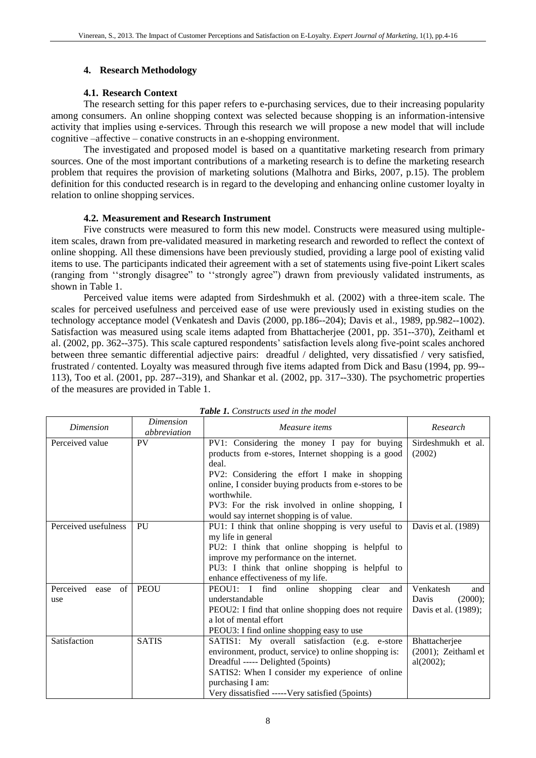## 4. Research Methodology

### 4.1. Research Context

The research setting for this paper refers to e-purchasing services, due to their increasing popularity among consumers. An online shopping context was selected because shopping is an information-intensive activity that implies using e-services. Through this research we will propose a new model that will include cognitive –affective – conative constructs in an e-shopping environment.

The investigated and proposed model is based on a quantitative marketing research from primary sources. One of the most important contributions of a marketing research is to define the marketing research problem that requires the provision of marketing solutions (Malhotra and Birks, 2007, p.15). The problem definition for this conducted research is in regard to the developing and enhancing online customer loyalty in relation to online shopping services.

### 4.2. Measurement and Research Instrument

Five constructs were measured to form this new model. Constructs were measured using multiple-item scales, drawn from pre-validated measured in marketing research and reworded to reflect the context of online shopping. All these dimensions have been previously studied, providing a large pool of existing valid items to use. The participants indicated their agreement with a set of statements using five-point Likert scales (ranging from ''strongly disagree" to ''strongly agree") drawn from previously validated instruments, as shown in Table 1.

Perceived value items were adapted from Sirdeshmukh et al. (2002) with a three-item scale. The scales for perceived usefulness and perceived ease of use were previously used in existing studies on the technology acceptance model (Venkatesh and Davis (2000, pp.186--204); Davis et al., 1989, pp.982--1002). Satisfaction was measured using scale items adapted from Bhattacherjee (2001, pp. 351--370), Zeithaml et al. (2002, pp. 362--375). This scale captured respondents' satisfaction levels along five-point scales anchored between three semantic differential adjective pairs: dreadful / delighted, very dissatisfied / very satisfied, frustrated / contented. Loyalty was measured through five items adapted from Dick and Basu (1994, pp. 99--113), Too et al. (2001, pp. 287--319), and Shankar et al. (2002, pp. 317--330). The psychometric properties of the measures are provided in Table 1.

***Table 1.*** *Constructs used in the model*

| *Dimension* | *Dimension abbreviation* | *Measure items* | *Research* |
|---|---|---|---|
| Perceived value | PV | PV1: Considering the money I pay for buying products from e-stores, Internet shopping is a good deal.<br>PV2: Considering the effort I make in shopping online, I consider buying products from e-stores to be worthwhile.<br>PV3: For the risk involved in online shopping, I would say internet shopping is of value. | Sirdeshmukh et al. (2002) |
| Perceived usefulness | PU | PU1: I think that online shopping is very useful to my life in general<br>PU2: I think that online shopping is helpful to improve my performance on the internet.<br>PU3: I think that online shopping is helpful to enhance effectiveness of my life. | Davis et al. (1989) |
| Perceived ease of use | PEOU | PEOU1: I find online shopping clear and understandable<br>PEOU2: I find that online shopping does not require a lot of mental effort<br>PEOU3: I find online shopping easy to use | Venkatesh and Davis (2000); Davis et al. (1989); |
| Satisfaction | SATIS | SATIS1: My overall satisfaction (e.g. e-store environment, product, service) to online shopping is: Dreadful ----- Delighted (5points)<br>SATIS2: When I consider my experience of online purchasing I am:<br>Very dissatisfied -----Very satisfied (5points) | Bhattacherjee (2001); Zeithaml et al(2002); |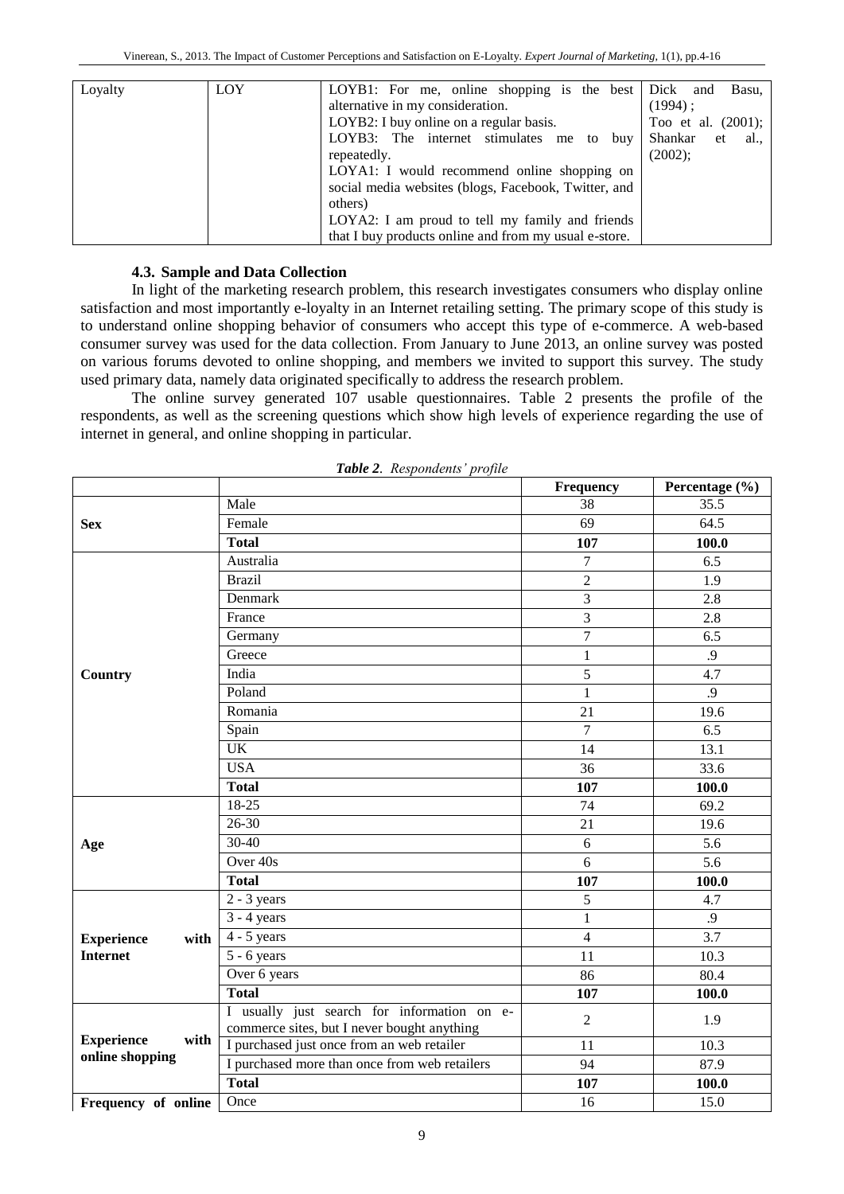| Loyalty | LOY | LOYB1: For me, online shopping is the best alternative in my consideration.<br>LOYB2: I buy online on a regular basis.<br>LOYB3: The internet stimulates me to buy repeatedly.<br>LOYA1: I would recommend online shopping on social media websites (blogs, Facebook, Twitter, and others)<br>LOYA2: I am proud to tell my family and friends that I buy products online and from my usual e-store. | Dick and Basu, (1994) ;<br>Too et al. (2001);<br>Shankar et al., (2002); |
|---|---|---|---|

### 4.3. Sample and Data Collection

In light of the marketing research problem, this research investigates consumers who display online satisfaction and most importantly e-loyalty in an Internet retailing setting. The primary scope of this study is to understand online shopping behavior of consumers who accept this type of e-commerce. A web-based consumer survey was used for the data collection. From January to June 2013, an online survey was posted on various forums devoted to online shopping, and members we invited to support this survey. The study used primary data, namely data originated specifically to address the research problem.

The online survey generated 107 usable questionnaires. Table 2 presents the profile of the respondents, as well as the screening questions which show high levels of experience regarding the use of internet in general, and online shopping in particular.

***Table 2**. Respondents' profile*

| | | **Frequency** | **Percentage (%)** |
|---|---|---|---|
| **Sex** | Male | 38 | 35.5 |
| | Female | 69 | 64.5 |
| | **Total** | **107** | **100.0** |
| **Country** | Australia | 7 | 6.5 |
| | Brazil | 2 | 1.9 |
| | Denmark | 3 | 2.8 |
| | France | 3 | 2.8 |
| | Germany | 7 | 6.5 |
| | Greece | 1 | .9 |
| | India | 5 | 4.7 |
| | Poland | 1 | .9 |
| | Romania | 21 | 19.6 |
| | Spain | 7 | 6.5 |
| | UK | 14 | 13.1 |
| | USA | 36 | 33.6 |
| | **Total** | **107** | **100.0** |
| **Age** | 18-25 | 74 | 69.2 |
| | 26-30 | 21 | 19.6 |
| | 30-40 | 6 | 5.6 |
| | Over 40s | 6 | 5.6 |
| | **Total** | **107** | **100.0** |
| **Experience with Internet** | 2 - 3 years | 5 | 4.7 |
| | 3 - 4 years | 1 | .9 |
| | 4 - 5 years | 4 | 3.7 |
| | 5 - 6 years | 11 | 10.3 |
| | Over 6 years | 86 | 80.4 |
| | **Total** | **107** | **100.0** |
| **Experience with online shopping** | I usually just search for information on e-commerce sites, but I never bought anything | 2 | 1.9 |
| | I purchased just once from an web retailer | 11 | 10.3 |
| | I purchased more than once from web retailers | 94 | 87.9 |
| | **Total** | **107** | **100.0** |
| **Frequency of online** | Once | 16 | 15.0 |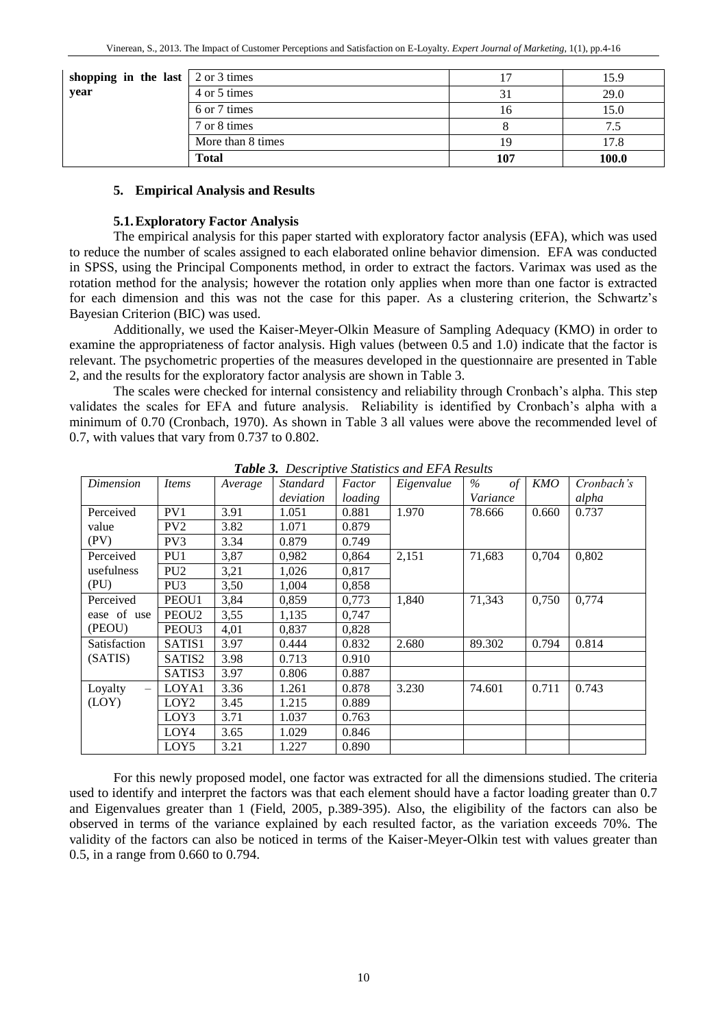| shopping in the last year | 2 or 3 times | 17 | 15.9 |
|---|---|---|---|
| | 4 or 5 times | 31 | 29.0 |
| | 6 or 7 times | 16 | 15.0 |
| | 7 or 8 times | 8 | 7.5 |
| | More than 8 times | 19 | 17.8 |
| | **Total** | **107** | **100.0** |

## 5. Empirical Analysis and Results

### 5.1. Exploratory Factor Analysis

The empirical analysis for this paper started with exploratory factor analysis (EFA), which was used to reduce the number of scales assigned to each elaborated online behavior dimension. EFA was conducted in SPSS, using the Principal Components method, in order to extract the factors. Varimax was used as the rotation method for the analysis; however the rotation only applies when more than one factor is extracted for each dimension and this was not the case for this paper. As a clustering criterion, the Schwartz's Bayesian Criterion (BIC) was used.

Additionally, we used the Kaiser-Meyer-Olkin Measure of Sampling Adequacy (KMO) in order to examine the appropriateness of factor analysis. High values (between 0.5 and 1.0) indicate that the factor is relevant. The psychometric properties of the measures developed in the questionnaire are presented in Table 2, and the results for the exploratory factor analysis are shown in Table 3.

The scales were checked for internal consistency and reliability through Cronbach's alpha. This step validates the scales for EFA and future analysis. Reliability is identified by Cronbach's alpha with a minimum of 0.70 (Cronbach, 1970). As shown in Table 3 all values were above the recommended level of 0.7, with values that vary from 0.737 to 0.802.

***Table 3.*** *Descriptive Statistics and EFA Results*

| *Dimension* | *Items* | *Average* | *Standard deviation* | *Factor loading* | *Eigenvalue* | *% of Variance* | *KMO* | *Cronbach's alpha* |
|---|---|---|---|---|---|---|---|---|
| Perceived value (PV) | PV1 | 3.91 | 1.051 | 0.881 | 1.970 | 78.666 | 0.660 | 0.737 |
| | PV2 | 3.82 | 1.071 | 0.879 | | | | |
| | PV3 | 3.34 | 0.879 | 0.749 | | | | |
| Perceived usefulness (PU) | PU1 | 3,87 | 0,982 | 0,864 | 2,151 | 71,683 | 0,704 | 0,802 |
| | PU2 | 3,21 | 1,026 | 0,817 | | | | |
| | PU3 | 3,50 | 1,004 | 0,858 | | | | |
| Perceived ease of use (PEOU) | PEOU1 | 3,84 | 0,859 | 0,773 | 1,840 | 71,343 | 0,750 | 0,774 |
| | PEOU2 | 3,55 | 1,135 | 0,747 | | | | |
| | PEOU3 | 4,01 | 0,837 | 0,828 | | | | |
| Satisfaction (SATIS) | SATIS1 | 3.97 | 0.444 | 0.832 | 2.680 | 89.302 | 0.794 | 0.814 |
| | SATIS2 | 3.98 | 0.713 | 0.910 | | | | |
| | SATIS3 | 3.97 | 0.806 | 0.887 | | | | |
| Loyalty – (LOY) | LOYA1 | 3.36 | 1.261 | 0.878 | 3.230 | 74.601 | 0.711 | 0.743 |
| | LOY2 | 3.45 | 1.215 | 0.889 | | | | |
| | LOY3 | 3.71 | 1.037 | 0.763 | | | | |
| | LOY4 | 3.65 | 1.029 | 0.846 | | | | |
| | LOY5 | 3.21 | 1.227 | 0.890 | | | | |

For this newly proposed model, one factor was extracted for all the dimensions studied. The criteria used to identify and interpret the factors was that each element should have a factor loading greater than 0.7 and Eigenvalues greater than 1 (Field, 2005, p.389-395). Also, the eligibility of the factors can also be observed in terms of the variance explained by each resulted factor, as the variation exceeds 70%. The validity of the factors can also be noticed in terms of the Kaiser-Meyer-Olkin test with values greater than 0.5, in a range from 0.660 to 0.794.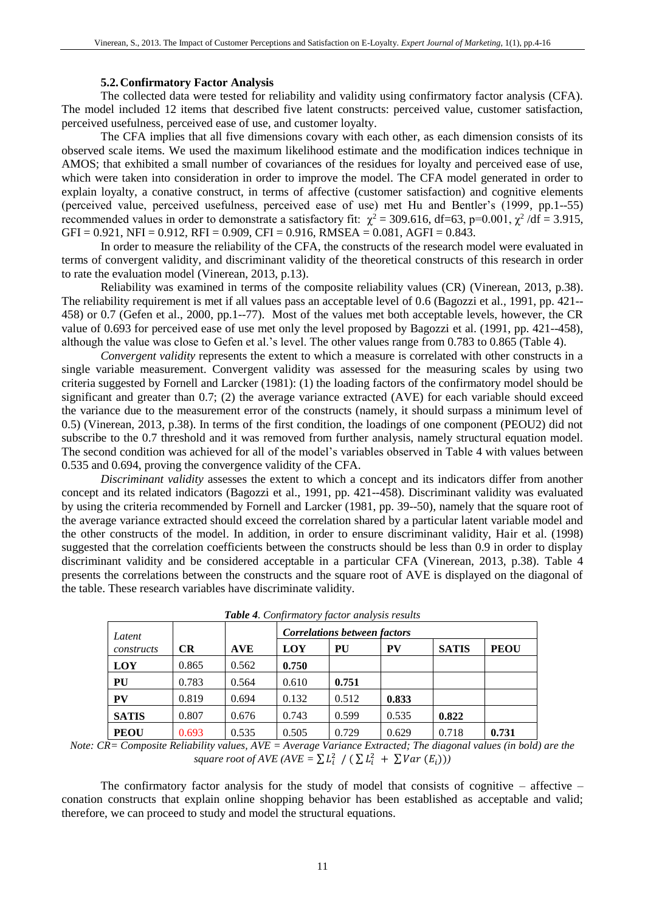### 5.2. Confirmatory Factor Analysis

The collected data were tested for reliability and validity using confirmatory factor analysis (CFA). The model included 12 items that described five latent constructs: perceived value, customer satisfaction, perceived usefulness, perceived ease of use, and customer loyalty.

The CFA implies that all five dimensions covary with each other, as each dimension consists of its observed scale items. We used the maximum likelihood estimate and the modification indices technique in AMOS; that exhibited a small number of covariances of the residues for loyalty and perceived ease of use, which were taken into consideration in order to improve the model. The CFA model generated in order to explain loyalty, a conative construct, in terms of affective (customer satisfaction) and cognitive elements (perceived value, perceived usefulness, perceived ease of use) met Hu and Bentler's (1999, pp.1--55) recommended values in order to demonstrate a satisfactory fit: $\chi^2$ = 309.616, df=63, p=0.001, $\chi^2$ /df = 3.915, GFI = 0.921, NFI = 0.912, RFI = 0.909, CFI = 0.916, RMSEA = 0.081, AGFI = 0.843.

In order to measure the reliability of the CFA, the constructs of the research model were evaluated in terms of convergent validity, and discriminant validity of the theoretical constructs of this research in order to rate the evaluation model (Vinerean, 2013, p.13).

Reliability was examined in terms of the composite reliability values (CR) (Vinerean, 2013, p.38). The reliability requirement is met if all values pass an acceptable level of 0.6 (Bagozzi et al., 1991, pp. 421--458) or 0.7 (Gefen et al., 2000, pp.1--77). Most of the values met both acceptable levels, however, the CR value of 0.693 for perceived ease of use met only the level proposed by Bagozzi et al. (1991, pp. 421--458), although the value was close to Gefen et al.'s level. The other values range from 0.783 to 0.865 (Table 4).

*Convergent validity* represents the extent to which a measure is correlated with other constructs in a single variable measurement. Convergent validity was assessed for the measuring scales by using two criteria suggested by Fornell and Larcker (1981): (1) the loading factors of the confirmatory model should be significant and greater than 0.7; (2) the average variance extracted (AVE) for each variable should exceed the variance due to the measurement error of the constructs (namely, it should surpass a minimum level of 0.5) (Vinerean, 2013, p.38). In terms of the first condition, the loadings of one component (PEOU2) did not subscribe to the 0.7 threshold and it was removed from further analysis, namely structural equation model. The second condition was achieved for all of the model's variables observed in Table 4 with values between 0.535 and 0.694, proving the convergence validity of the CFA.

*Discriminant validity* assesses the extent to which a concept and its indicators differ from another concept and its related indicators (Bagozzi et al., 1991, pp. 421--458). Discriminant validity was evaluated by using the criteria recommended by Fornell and Larcker (1981, pp. 39--50), namely that the square root of the average variance extracted should exceed the correlation shared by a particular latent variable model and the other constructs of the model. In addition, in order to ensure discriminant validity, Hair et al. (1998) suggested that the correlation coefficients between the constructs should be less than 0.9 in order to display discriminant validity and be considered acceptable in a particular CFA (Vinerean, 2013, p.38). Table 4 presents the correlations between the constructs and the square root of AVE is displayed on the diagonal of the table. These research variables have discriminate validity.

***Table 4**. Confirmatory factor analysis results*

| Latent constructs | CR | AVE | *Correlations between factors* | | | | |
|---|---|---|---|---|---|---|---|
| | | | LOY | PU | PV | SATIS | PEOU |
| **LOY** | 0.865 | 0.562 | **0.750** | | | | |
| **PU** | 0.783 | 0.564 | 0.610 | **0.751** | | | |
| **PV** | 0.819 | 0.694 | 0.132 | 0.512 | **0.833** | | |
| **SATIS** | 0.807 | 0.676 | 0.743 | 0.599 | 0.535 | **0.822** | |
| **PEOU** | 0.693 | 0.535 | 0.505 | 0.729 | 0.629 | 0.718 | **0.731** |

*Note: CR= Composite Reliability values, AVE = Average Variance Extracted; The diagonal values (in bold) are the square root of AVE (AVE = $\sum L_i^2 \;/\; (\sum L_i^2 + \sum Var\,(E_i))$)*

The confirmatory factor analysis for the study of model that consists of cognitive – affective – conation constructs that explain online shopping behavior has been established as acceptable and valid; therefore, we can proceed to study and model the structural equations.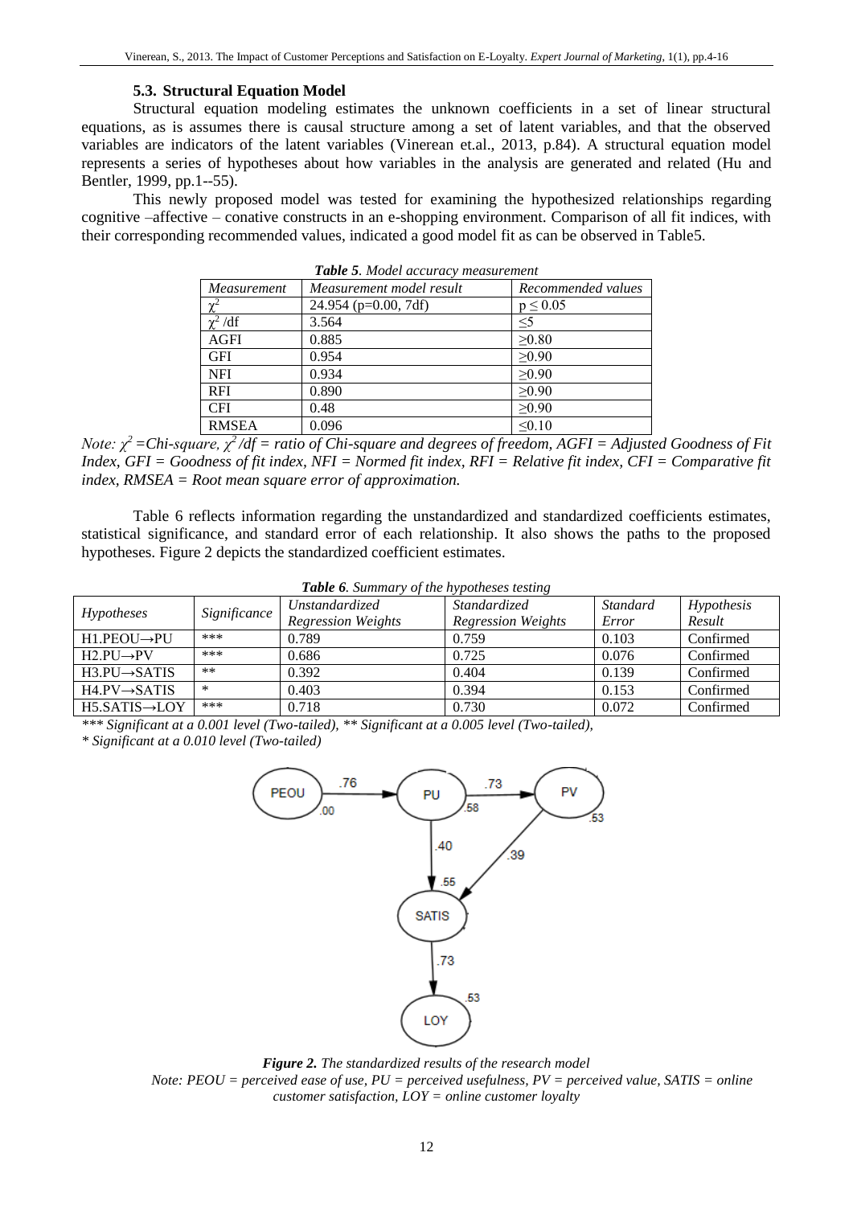### 5.3. Structural Equation Model

Structural equation modeling estimates the unknown coefficients in a set of linear structural equations, as is assumes there is causal structure among a set of latent variables, and that the observed variables are indicators of the latent variables (Vinerean et.al., 2013, p.84). A structural equation model represents a series of hypotheses about how variables in the analysis are generated and related (Hu and Bentler, 1999, pp.1--55).

This newly proposed model was tested for examining the hypothesized relationships regarding cognitive –affective – conative constructs in an e-shopping environment. Comparison of all fit indices, with their corresponding recommended values, indicated a good model fit as can be observed in Table5.

***Table 5**. Model accuracy measurement*

| *Measurement* | *Measurement model result* | *Recommended values* |
|---|---|---|
| $\chi^2$ | 24.954 (p=0.00, 7df) | $p \leq 0.05$ |
| $\chi^2$ /df | 3.564 | $\leq 5$ |
| AGFI | 0.885 | $\geq 0.80$ |
| GFI | 0.954 | $\geq 0.90$ |
| NFI | 0.934 | $\geq 0.90$ |
| RFI | 0.890 | $\geq 0.90$ |
| CFI | 0.48 | $\geq 0.90$ |
| RMSEA | 0.096 | $\leq 0.10$ |

*Note: $\chi^2$ =Chi-square, $\chi^2$ /df = ratio of Chi-square and degrees of freedom, AGFI = Adjusted Goodness of Fit Index, GFI = Goodness of fit index, NFI = Normed fit index, RFI = Relative fit index, CFI = Comparative fit index, RMSEA = Root mean square error of approximation.*

Table 6 reflects information regarding the unstandardized and standardized coefficients estimates, statistical significance, and standard error of each relationship. It also shows the paths to the proposed hypotheses. Figure 2 depicts the standardized coefficient estimates.

***Table 6**. Summary of the hypotheses testing*

| *Hypotheses* | *Significance* | *Unstandardized Regression Weights* | *Standardized Regression Weights* | *Standard Error* | *Hypothesis Result* |
|---|---|---|---|---|---|
| H1.PEOU→PU | *** | 0.789 | 0.759 | 0.103 | Confirmed |
| H2.PU→PV | *** | 0.686 | 0.725 | 0.076 | Confirmed |
| H3.PU→SATIS | ** | 0.392 | 0.404 | 0.139 | Confirmed |
| H4.PV→SATIS | * | 0.403 | 0.394 | 0.153 | Confirmed |
| H5.SATIS→LOY | *** | 0.718 | 0.730 | 0.072 | Confirmed |

*\*\*\* Significant at a 0.001 level (Two-tailed), \*\* Significant at a 0.005 level (Two-tailed),*
*\* Significant at a 0.010 level (Two-tailed)*

***Figure 2.** The standardized results of the research model*
*Note: PEOU = perceived ease of use, PU = perceived usefulness, PV = perceived value, SATIS = online customer satisfaction, LOY = online customer loyalty*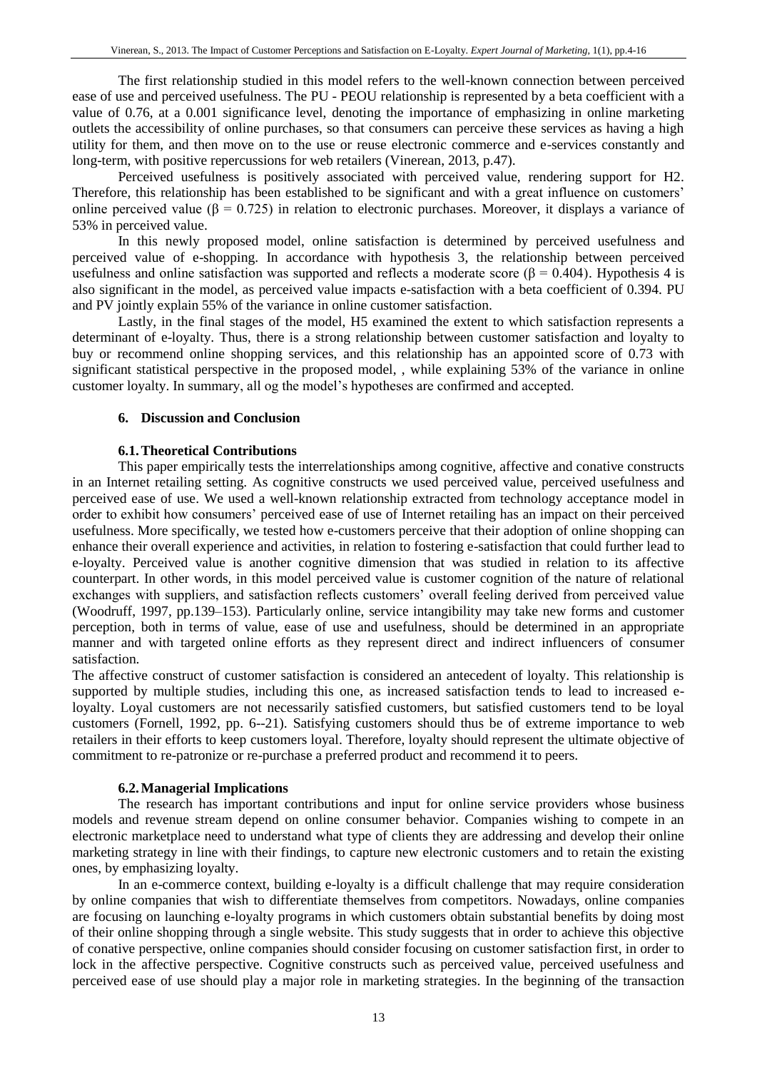The first relationship studied in this model refers to the well-known connection between perceived ease of use and perceived usefulness. The PU - PEOU relationship is represented by a beta coefficient with a value of 0.76, at a 0.001 significance level, denoting the importance of emphasizing in online marketing outlets the accessibility of online purchases, so that consumers can perceive these services as having a high utility for them, and then move on to the use or reuse electronic commerce and e-services constantly and long-term, with positive repercussions for web retailers (Vinerean, 2013, p.47).

Perceived usefulness is positively associated with perceived value, rendering support for H2. Therefore, this relationship has been established to be significant and with a great influence on customers' online perceived value ($\beta = 0.725$) in relation to electronic purchases. Moreover, it displays a variance of 53% in perceived value.

In this newly proposed model, online satisfaction is determined by perceived usefulness and perceived value of e-shopping. In accordance with hypothesis 3, the relationship between perceived usefulness and online satisfaction was supported and reflects a moderate score ($\beta = 0.404$). Hypothesis 4 is also significant in the model, as perceived value impacts e-satisfaction with a beta coefficient of 0.394. PU and PV jointly explain 55% of the variance in online customer satisfaction.

Lastly, in the final stages of the model, H5 examined the extent to which satisfaction represents a determinant of e-loyalty. Thus, there is a strong relationship between customer satisfaction and loyalty to buy or recommend online shopping services, and this relationship has an appointed score of 0.73 with significant statistical perspective in the proposed model, , while explaining 53% of the variance in online customer loyalty. In summary, all og the model's hypotheses are confirmed and accepted.

## 6. Discussion and Conclusion

### 6.1. Theoretical Contributions

This paper empirically tests the interrelationships among cognitive, affective and conative constructs in an Internet retailing setting. As cognitive constructs we used perceived value, perceived usefulness and perceived ease of use. We used a well-known relationship extracted from technology acceptance model in order to exhibit how consumers' perceived ease of use of Internet retailing has an impact on their perceived usefulness. More specifically, we tested how e-customers perceive that their adoption of online shopping can enhance their overall experience and activities, in relation to fostering e-satisfaction that could further lead to e-loyalty. Perceived value is another cognitive dimension that was studied in relation to its affective counterpart. In other words, in this model perceived value is customer cognition of the nature of relational exchanges with suppliers, and satisfaction reflects customers' overall feeling derived from perceived value (Woodruff, 1997, pp.139–153). Particularly online, service intangibility may take new forms and customer perception, both in terms of value, ease of use and usefulness, should be determined in an appropriate manner and with targeted online efforts as they represent direct and indirect influencers of consumer satisfaction.

The affective construct of customer satisfaction is considered an antecedent of loyalty. This relationship is supported by multiple studies, including this one, as increased satisfaction tends to lead to increased e-loyalty. Loyal customers are not necessarily satisfied customers, but satisfied customers tend to be loyal customers (Fornell, 1992, pp. 6--21). Satisfying customers should thus be of extreme importance to web retailers in their efforts to keep customers loyal. Therefore, loyalty should represent the ultimate objective of commitment to re-patronize or re-purchase a preferred product and recommend it to peers.

### 6.2. Managerial Implications

The research has important contributions and input for online service providers whose business models and revenue stream depend on online consumer behavior. Companies wishing to compete in an electronic marketplace need to understand what type of clients they are addressing and develop their online marketing strategy in line with their findings, to capture new electronic customers and to retain the existing ones, by emphasizing loyalty.

In an e-commerce context, building e-loyalty is a difficult challenge that may require consideration by online companies that wish to differentiate themselves from competitors. Nowadays, online companies are focusing on launching e-loyalty programs in which customers obtain substantial benefits by doing most of their online shopping through a single website. This study suggests that in order to achieve this objective of conative perspective, online companies should consider focusing on customer satisfaction first, in order to lock in the affective perspective. Cognitive constructs such as perceived value, perceived usefulness and perceived ease of use should play a major role in marketing strategies. In the beginning of the transaction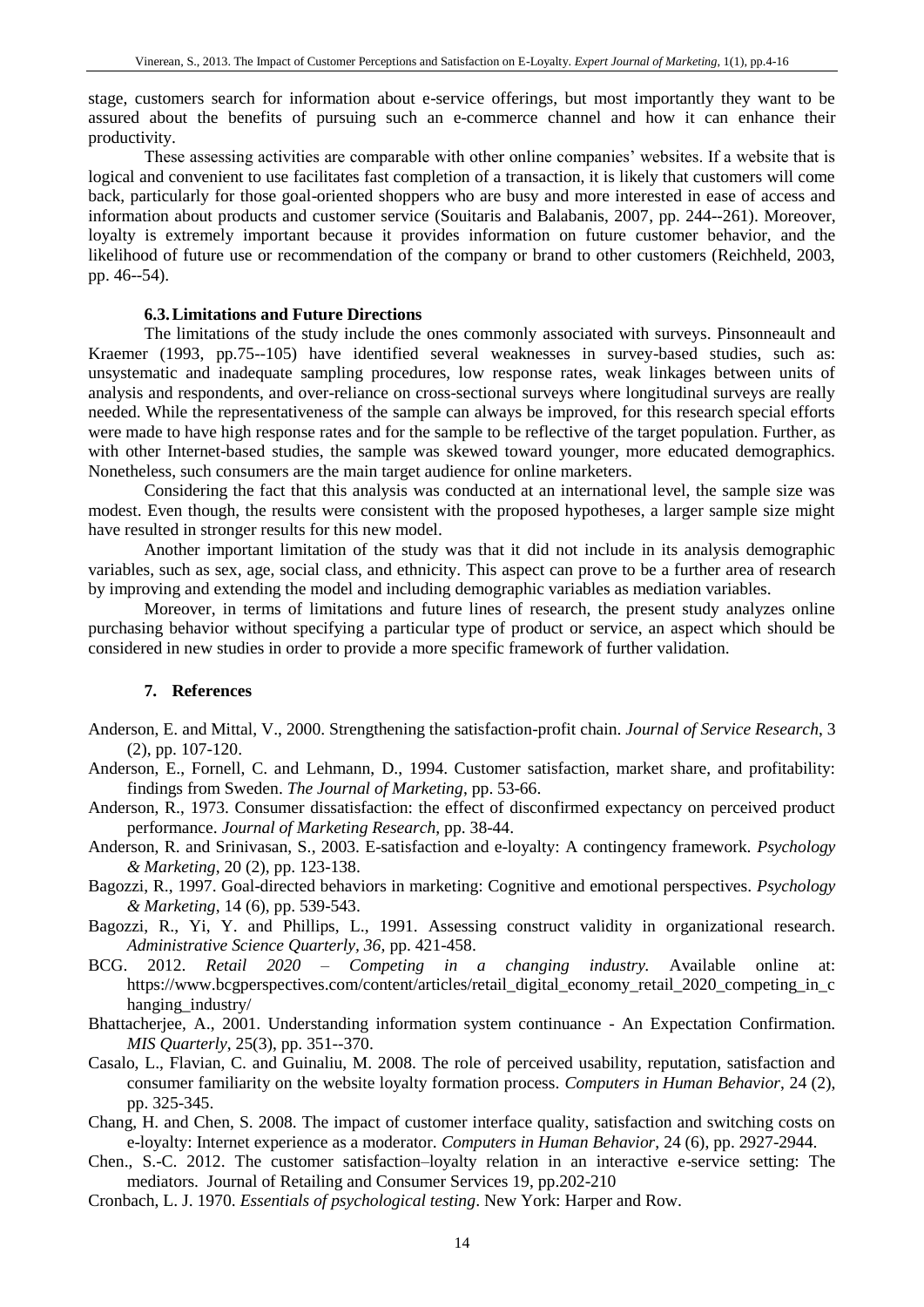stage, customers search for information about e-service offerings, but most importantly they want to be assured about the benefits of pursuing such an e-commerce channel and how it can enhance their productivity.

These assessing activities are comparable with other online companies' websites. If a website that is logical and convenient to use facilitates fast completion of a transaction, it is likely that customers will come back, particularly for those goal-oriented shoppers who are busy and more interested in ease of access and information about products and customer service (Souitaris and Balabanis, 2007, pp. 244--261). Moreover, loyalty is extremely important because it provides information on future customer behavior, and the likelihood of future use or recommendation of the company or brand to other customers (Reichheld, 2003, pp. 46--54).

### 6.3. Limitations and Future Directions

The limitations of the study include the ones commonly associated with surveys. Pinsonneault and Kraemer (1993, pp.75--105) have identified several weaknesses in survey-based studies, such as: unsystematic and inadequate sampling procedures, low response rates, weak linkages between units of analysis and respondents, and over-reliance on cross-sectional surveys where longitudinal surveys are really needed. While the representativeness of the sample can always be improved, for this research special efforts were made to have high response rates and for the sample to be reflective of the target population. Further, as with other Internet-based studies, the sample was skewed toward younger, more educated demographics. Nonetheless, such consumers are the main target audience for online marketers.

Considering the fact that this analysis was conducted at an international level, the sample size was modest. Even though, the results were consistent with the proposed hypotheses, a larger sample size might have resulted in stronger results for this new model.

Another important limitation of the study was that it did not include in its analysis demographic variables, such as sex, age, social class, and ethnicity. This aspect can prove to be a further area of research by improving and extending the model and including demographic variables as mediation variables.

Moreover, in terms of limitations and future lines of research, the present study analyzes online purchasing behavior without specifying a particular type of product or service, an aspect which should be considered in new studies in order to provide a more specific framework of further validation.

## 7. References

Anderson, E. and Mittal, V., 2000. Strengthening the satisfaction-profit chain. *Journal of Service Research*, 3 (2), pp. 107-120.

Anderson, E., Fornell, C. and Lehmann, D., 1994. Customer satisfaction, market share, and profitability: findings from Sweden. *The Journal of Marketing*, pp. 53-66.

Anderson, R., 1973. Consumer dissatisfaction: the effect of disconfirmed expectancy on perceived product performance. *Journal of Marketing Research*, pp. 38-44.

Anderson, R. and Srinivasan, S., 2003. E-satisfaction and e-loyalty: A contingency framework. *Psychology & Marketing*, 20 (2), pp. 123-138.

Bagozzi, R., 1997. Goal-directed behaviors in marketing: Cognitive and emotional perspectives. *Psychology & Marketing*, 14 (6), pp. 539-543.

Bagozzi, R., Yi, Y. and Phillips, L., 1991. Assessing construct validity in organizational research. *Administrative Science Quarterly*, *36*, pp. 421-458.

BCG. 2012. *Retail 2020 – Competing in a changing industry.* Available online at: https://www.bcgperspectives.com/content/articles/retail_digital_economy_retail_2020_competing_in_changing_industry/

Bhattacherjee, A., 2001. Understanding information system continuance - An Expectation Confirmation. *MIS Quarterly*, 25(3), pp. 351--370.

Casalo, L., Flavian, C. and Guinaliu, M. 2008. The role of perceived usability, reputation, satisfaction and consumer familiarity on the website loyalty formation process. *Computers in Human Behavior*, 24 (2), pp. 325-345.

Chang, H. and Chen, S. 2008. The impact of customer interface quality, satisfaction and switching costs on e-loyalty: Internet experience as a moderator. *Computers in Human Behavior*, 24 (6), pp. 2927-2944.

Chen., S.-C. 2012. The customer satisfaction–loyalty relation in an interactive e-service setting: The mediators. Journal of Retailing and Consumer Services 19, pp.202-210

Cronbach, L. J. 1970. *Essentials of psychological testing*. New York: Harper and Row.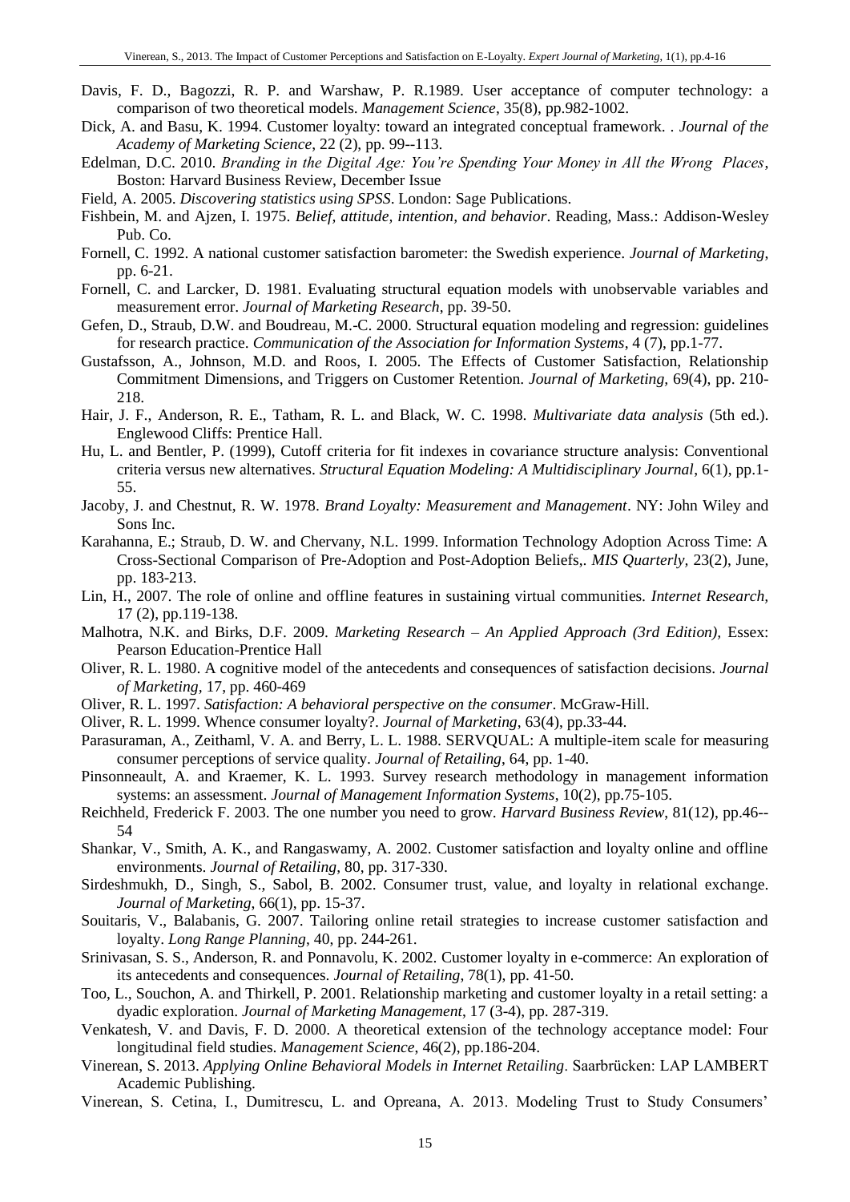Davis, F. D., Bagozzi, R. P. and Warshaw, P. R.1989. User acceptance of computer technology: a comparison of two theoretical models. *Management Science*, 35(8), pp.982-1002.

Dick, A. and Basu, K. 1994. Customer loyalty: toward an integrated conceptual framework. . *Journal of the Academy of Marketing Science*, 22 (2), pp. 99--113.

Edelman, D.C. 2010. *Branding in the Digital Age: You're Spending Your Money in All the Wrong Places*, Boston: Harvard Business Review, December Issue

Field, A. 2005. *Discovering statistics using SPSS*. London: Sage Publications.

Fishbein, M. and Ajzen, I. 1975. *Belief, attitude, intention, and behavior*. Reading, Mass.: Addison-Wesley Pub. Co.

Fornell, C. 1992. A national customer satisfaction barometer: the Swedish experience. *Journal of Marketing*, pp. 6-21.

Fornell, C. and Larcker, D. 1981. Evaluating structural equation models with unobservable variables and measurement error. *Journal of Marketing Research*, pp. 39-50.

Gefen, D., Straub, D.W. and Boudreau, M.-C. 2000. Structural equation modeling and regression: guidelines for research practice. *Communication of the Association for Information Systems*, 4 (7), pp.1-77.

Gustafsson, A., Johnson, M.D. and Roos, I. 2005. The Effects of Customer Satisfaction, Relationship Commitment Dimensions, and Triggers on Customer Retention. *Journal of Marketing*, 69(4), pp. 210-218.

Hair, J. F., Anderson, R. E., Tatham, R. L. and Black, W. C. 1998. *Multivariate data analysis* (5th ed.). Englewood Cliffs: Prentice Hall.

Hu, L. and Bentler, P. (1999), Cutoff criteria for fit indexes in covariance structure analysis: Conventional criteria versus new alternatives. *Structural Equation Modeling: A Multidisciplinary Journal*, 6(1), pp.1-55.

Jacoby, J. and Chestnut, R. W. 1978. *Brand Loyalty: Measurement and Management*. NY: John Wiley and Sons Inc.

Karahanna, E.; Straub, D. W. and Chervany, N.L. 1999. Information Technology Adoption Across Time: A Cross-Sectional Comparison of Pre-Adoption and Post-Adoption Beliefs,. *MIS Quarterly*, 23(2), June, pp. 183-213.

Lin, H., 2007. The role of online and offline features in sustaining virtual communities. *Internet Research*, 17 (2), pp.119-138.

Malhotra, N.K. and Birks, D.F. 2009. *Marketing Research – An Applied Approach (3rd Edition)*, Essex: Pearson Education-Prentice Hall

Oliver, R. L. 1980. A cognitive model of the antecedents and consequences of satisfaction decisions. *Journal of Marketing*, 17, pp. 460-469

Oliver, R. L. 1997. *Satisfaction: A behavioral perspective on the consumer*. McGraw-Hill.

Oliver, R. L. 1999. Whence consumer loyalty?. *Journal of Marketing*, 63(4), pp.33-44.

Parasuraman, A., Zeithaml, V. A. and Berry, L. L. 1988. SERVQUAL: A multiple-item scale for measuring consumer perceptions of service quality. *Journal of Retailing*, 64, pp. 1-40.

Pinsonneault, A. and Kraemer, K. L. 1993. Survey research methodology in management information systems: an assessment. *Journal of Management Information Systems*, 10(2), pp.75-105.

Reichheld, Frederick F. 2003. The one number you need to grow. *Harvard Business Review*, 81(12), pp.46--54

Shankar, V., Smith, A. K., and Rangaswamy, A. 2002. Customer satisfaction and loyalty online and offline environments. *Journal of Retailing*, 80, pp. 317-330.

Sirdeshmukh, D., Singh, S., Sabol, B. 2002. Consumer trust, value, and loyalty in relational exchange. *Journal of Marketing*, 66(1), pp. 15-37.

Souitaris, V., Balabanis, G. 2007. Tailoring online retail strategies to increase customer satisfaction and loyalty. *Long Range Planning*, 40, pp. 244-261.

Srinivasan, S. S., Anderson, R. and Ponnavolu, K. 2002. Customer loyalty in e-commerce: An exploration of its antecedents and consequences. *Journal of Retailing*, 78(1), pp. 41-50.

Too, L., Souchon, A. and Thirkell, P. 2001. Relationship marketing and customer loyalty in a retail setting: a dyadic exploration. *Journal of Marketing Management*, 17 (3-4), pp. 287-319.

Venkatesh, V. and Davis, F. D. 2000. A theoretical extension of the technology acceptance model: Four longitudinal field studies. *Management Science*, 46(2), pp.186-204.

Vinerean, S. 2013. *Applying Online Behavioral Models in Internet Retailing*. Saarbrücken: LAP LAMBERT Academic Publishing.

Vinerean, S. Cetina, I., Dumitrescu, L. and Opreana, A. 2013. Modeling Trust to Study Consumers'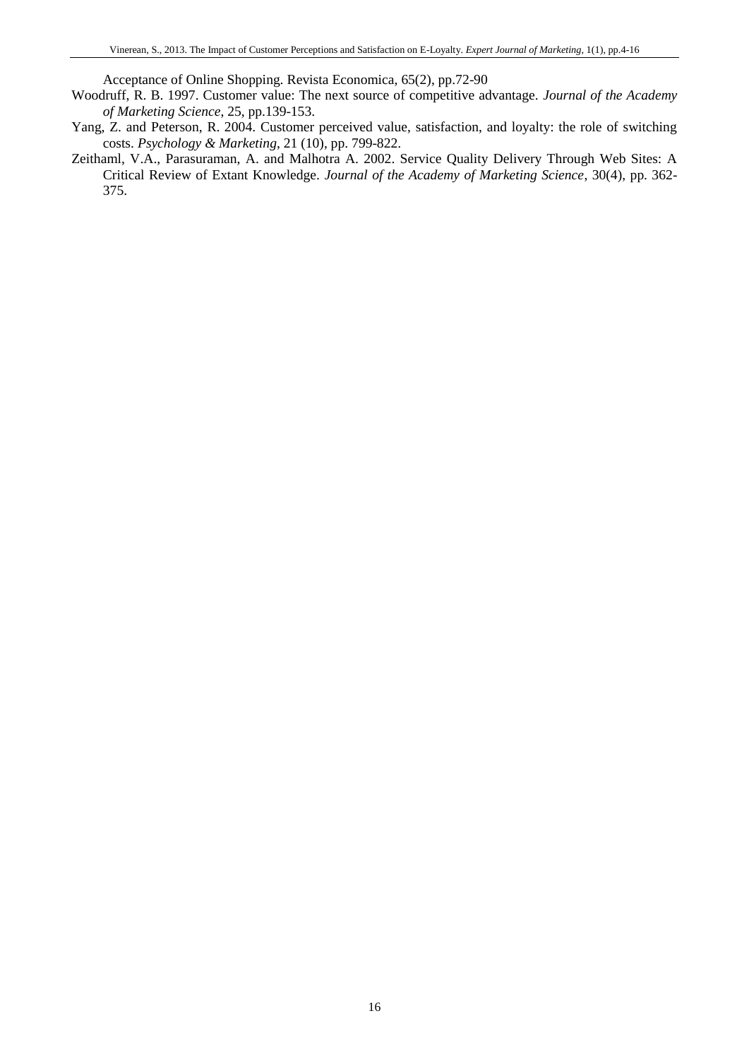Acceptance of Online Shopping. Revista Economica, 65(2), pp.72-90

Woodruff, R. B. 1997. Customer value: The next source of competitive advantage. *Journal of the Academy of Marketing Science*, 25, pp.139-153.

Yang, Z. and Peterson, R. 2004. Customer perceived value, satisfaction, and loyalty: the role of switching costs. *Psychology & Marketing*, 21 (10), pp. 799-822.

Zeithaml, V.A., Parasuraman, A. and Malhotra A. 2002. Service Quality Delivery Through Web Sites: A Critical Review of Extant Knowledge. *Journal of the Academy of Marketing Science*, 30(4), pp. 362-375.